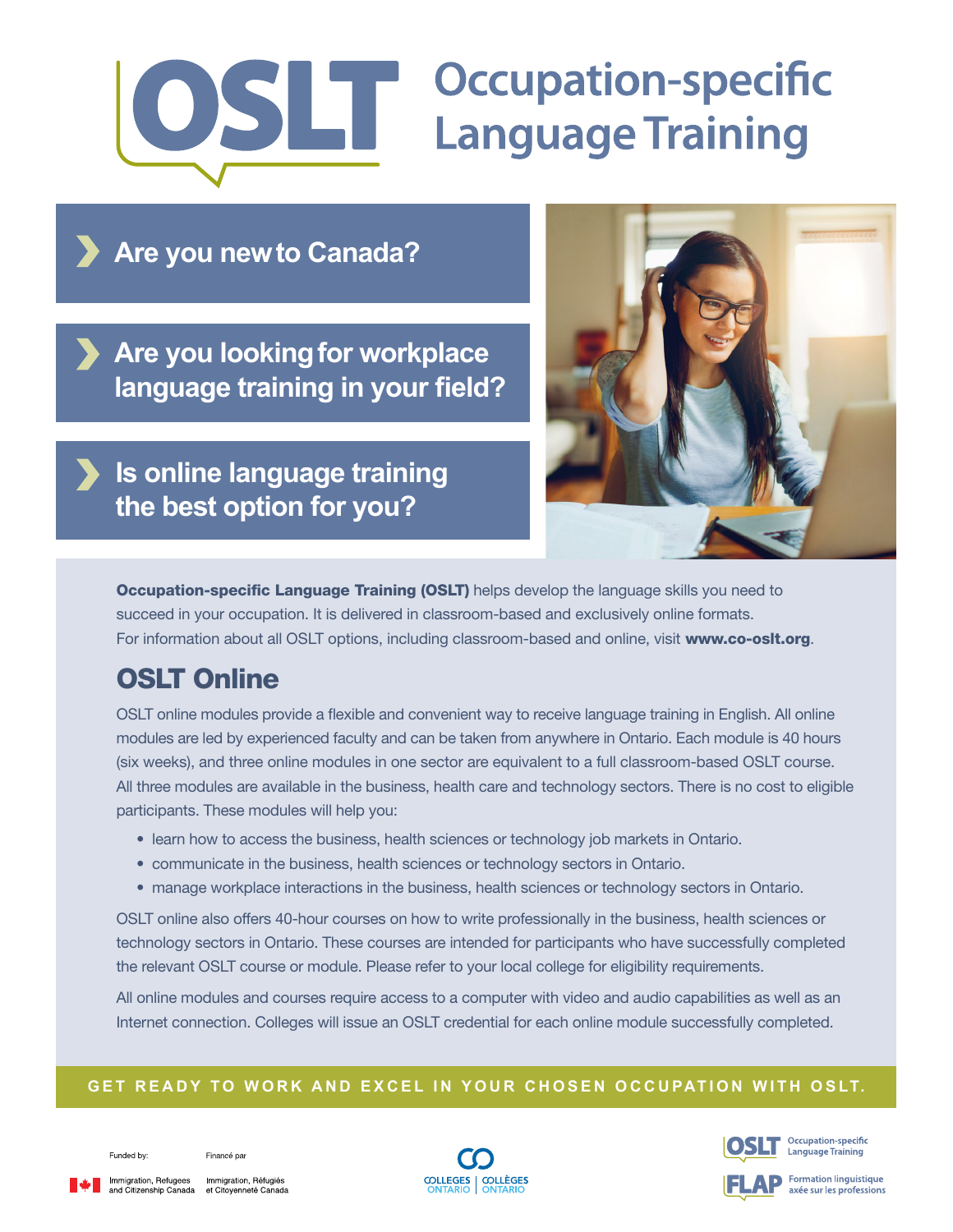# OSLT Occupation-specific Language Training

- **Are you new to Canada?**
- **Are you looking for workplace language training in your field?**
- **Is online language training the best option for you?**

**Occupation-specific Language Training (OSLT)** helps develop the language skills you need to succeed in your occupation. It is delivered in classroom-based and exclusively online formats. For information about all OSLT options, including classroom-based and online, visit **www.co-oslt.org**.

## OSLT Online

OSLT online modules provide a flexible and convenient way to receive language training in English. All online modules are led by experienced faculty and can be taken from anywhere in Ontario. Each module is 40 hours (six weeks), and three online modules in one sector are equivalent to a full classroom-based OSLT course. All three modules are available in the business, health care and technology sectors. There is no cost to eligible participants. These modules will help you:

- learn how to access the business, health sciences or technology job markets in Ontario.
- communicate in the business, health sciences or technology sectors in Ontario.
- manage workplace interactions in the business, health sciences or technology sectors in Ontario.

OSLT online also offers 40-hour courses on how to write professionally in the business, health sciences or technology sectors in Ontario. These courses are intended for participants who have successfully completed the relevant OSLT course or module. Please refer to your local college for eligibility requirements.

All online modules and courses require access to a computer with video and audio capabilities as well as an Internet connection. Colleges will issue an OSLT credential for each online module successfully completed.

**GET READY TO WORK AND EXCEL IN YOUR CHOSEN OCCUPATION WITH OSLT.**

Funded by: Immigration, Refugees and Citizenship Canada | Financé par Immigration, Réfugiés et Citoyenneté Canada

Colleges Ontario | Collèges Ontario

OSLT Occupation-specific Language Training

FLAP Formation linguistique axée sur les professions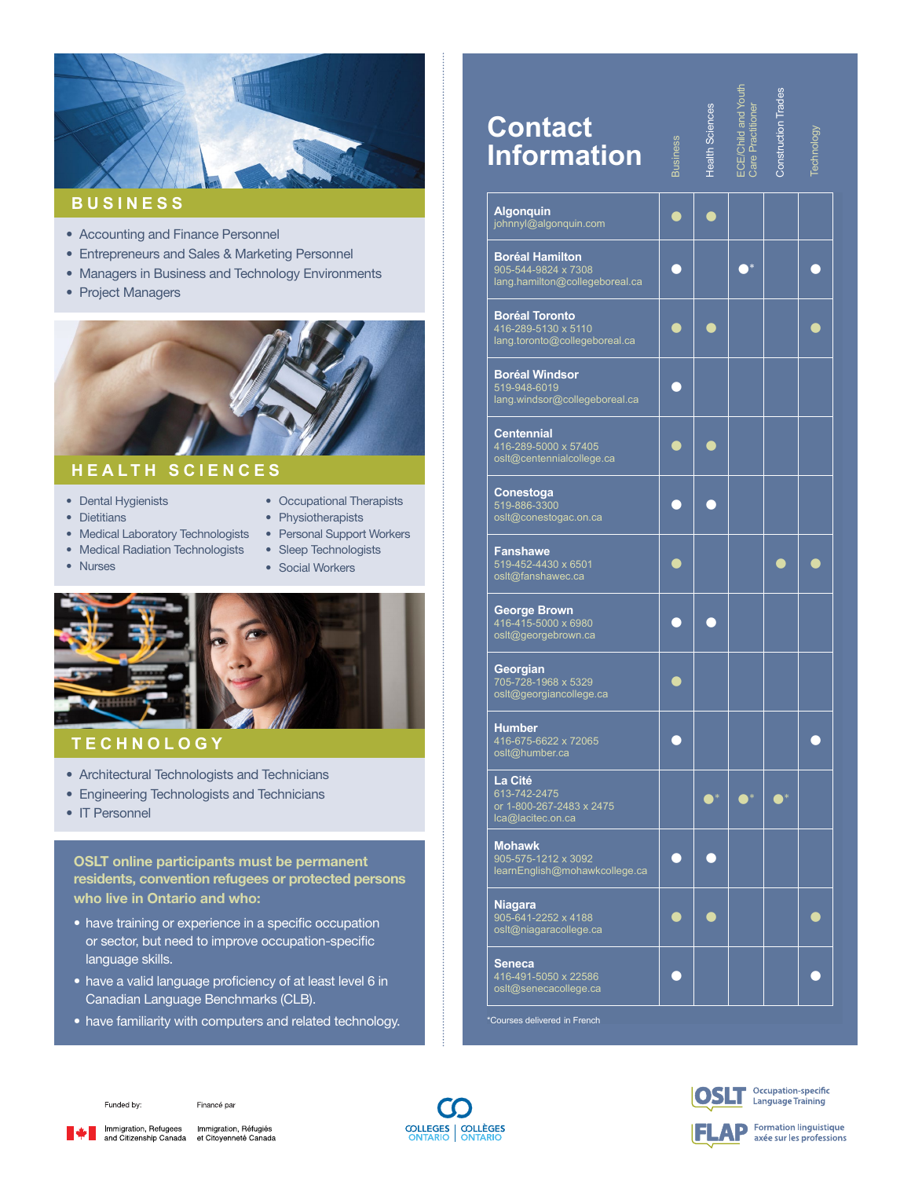## BUSINESS

- Accounting and Finance Personnel
- Entrepreneurs and Sales & Marketing Personnel
- Managers in Business and Technology Environments
- Project Managers

## HEALTH SCIENCES

- Dental Hygienists
- Dietitians
- Medical Laboratory Technologists
- Medical Radiation Technologists
- Nurses
- Occupational Therapists
- Physiotherapists
- Personal Support Workers
- Sleep Technologists
- Social Workers

## TECHNOLOGY

- Architectural Technologists and Technicians
- Engineering Technologists and Technicians
- IT Personnel

**OSLT online participants must be permanent residents, convention refugees or protected persons who live in Ontario and who:**

- have training or experience in a specific occupation or sector, but need to improve occupation-specific language skills.
- have a valid language proficiency of at least level 6 in Canadian Language Benchmarks (CLB).
- have familiarity with computers and related technology.

# Contact Information

| | Business | Health Sciences | ECE/Child and Youth Care Practitioner | Construction Trades | Technology |
|---|---|---|---|---|---|
| **Algonquin** johnnyl@algonquin.com | ● | ● | | | |
| **Boréal Hamilton** 905-544-9824 x 7308 lang.hamilton@collegeboreal.ca | ● | | ●* | | ● |
| **Boréal Toronto** 416-289-5130 x 5110 lang.toronto@collegeboreal.ca | ● | ● | | | ● |
| **Boréal Windsor** 519-948-6019 lang.windsor@collegeboreal.ca | ● | | | | |
| **Centennial** 416-289-5000 x 57405 oslt@centennialcollege.ca | ● | ● | | | |
| **Conestoga** 519-886-3300 oslt@conestogac.on.ca | ● | ● | | | |
| **Fanshawe** 519-452-4430 x 6501 oslt@fanshawec.ca | ● | | | ● | ● |
| **George Brown** 416-415-5000 x 6980 oslt@georgebrown.ca | ● | ● | | | |
| **Georgian** 705-728-1968 x 5329 oslt@georgiancollege.ca | ● | | | | |
| **Humber** 416-675-6622 x 72065 oslt@humber.ca | ● | | | | ● |
| **La Cité** 613-742-2475 or 1-800-267-2483 x 2475 lca@lacitec.on.ca | | ●* | ●* | ●* | |
| **Mohawk** 905-575-1212 x 3092 learnEnglish@mohawkcollege.ca | ● | ● | | | |
| **Niagara** 905-641-2252 x 4188 oslt@niagaracollege.ca | ● | ● | | | ● |
| **Seneca** 416-491-5050 x 22586 oslt@senecacollege.ca | ● | | | | ● |

*Courses delivered in French

Funded by: Immigration, Refugees and Citizenship Canada

Financé par : Immigration, Réfugiés et Citoyenneté Canada

COLLEGES ONTARIO | COLLÈGES ONTARIO

OSLT Occupation-specific Language Training

FLAP Formation linguistique axée sur les professions